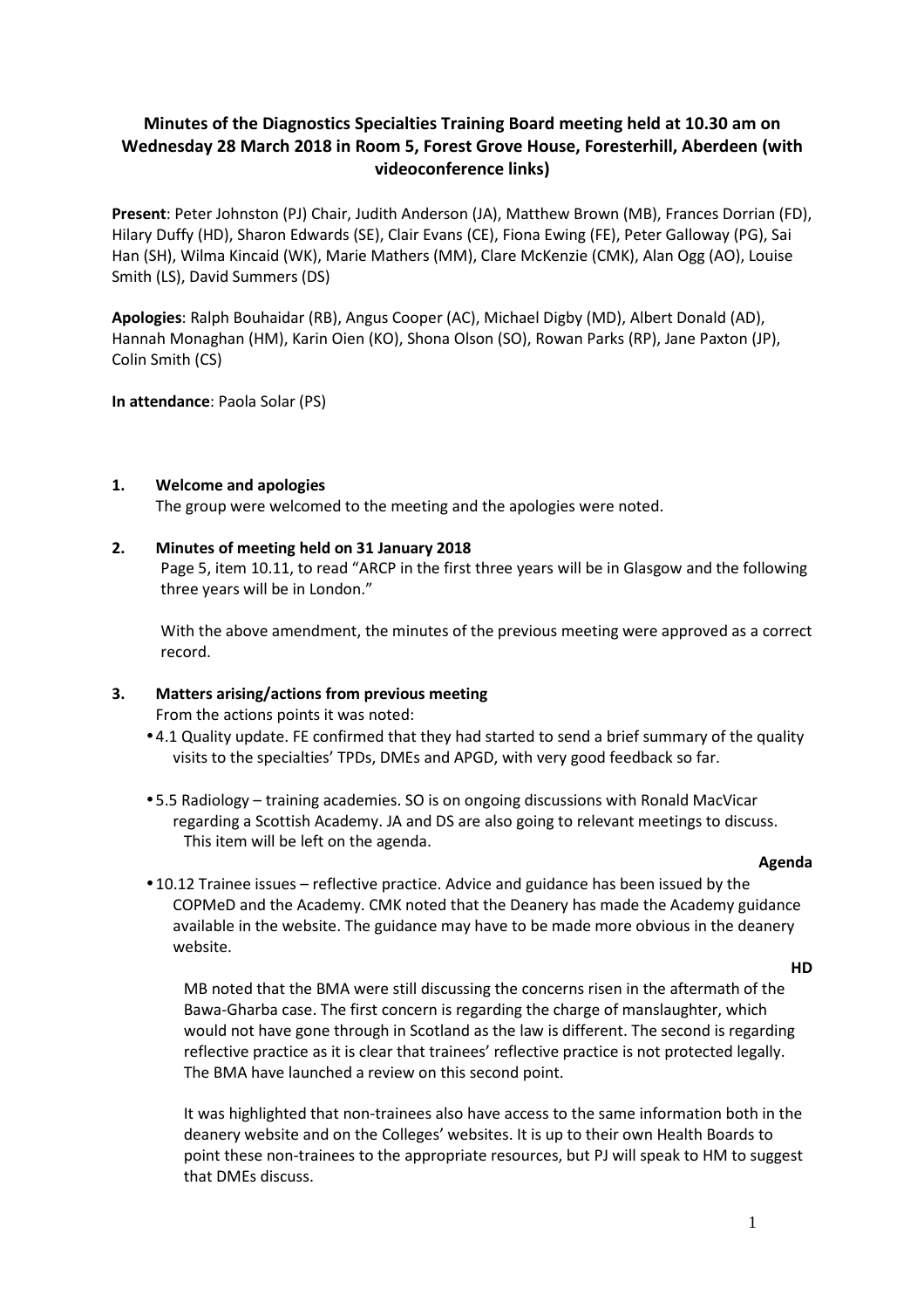# Minutes of the Diagnostics Specialties Training Board meeting held at 10.30 am on Wednesday 28 March 2018 in Room 5, Forest Grove House, Foresterhill, Aberdeen (with videoconference links)

**Present**: Peter Johnston (PJ) Chair, Judith Anderson (JA), Matthew Brown (MB), Frances Dorrian (FD), Hilary Duffy (HD), Sharon Edwards (SE), Clair Evans (CE), Fiona Ewing (FE), Peter Galloway (PG), Sai Han (SH), Wilma Kincaid (WK), Marie Mathers (MM), Clare McKenzie (CMK), Alan Ogg (AO), Louise Smith (LS), David Summers (DS)

**Apologies**: Ralph Bouhaidar (RB), Angus Cooper (AC), Michael Digby (MD), Albert Donald (AD), Hannah Monaghan (HM), Karin Oien (KO), Shona Olson (SO), Rowan Parks (RP), Jane Paxton (JP), Colin Smith (CS)

**In attendance**: Paola Solar (PS)

**1. Welcome and apologies**

The group were welcomed to the meeting and the apologies were noted.

**2. Minutes of meeting held on 31 January 2018**

Page 5, item 10.11, to read "ARCP in the first three years will be in Glasgow and the following three years will be in London."

With the above amendment, the minutes of the previous meeting were approved as a correct record.

**3. Matters arising/actions from previous meeting**

From the actions points it was noted:

- 4.1 Quality update. FE confirmed that they had started to send a brief summary of the quality visits to the specialties' TPDs, DMEs and APGD, with very good feedback so far.
- 5.5 Radiology – training academies. SO is on ongoing discussions with Ronald MacVicar regarding a Scottish Academy. JA and DS are also going to relevant meetings to discuss. This item will be left on the agenda.

  **Agenda**

- 10.12 Trainee issues – reflective practice. Advice and guidance has been issued by the COPMeD and the Academy. CMK noted that the Deanery has made the Academy guidance available in the website. The guidance may have to be made more obvious in the deanery website.

  **HD**

  MB noted that the BMA were still discussing the concerns risen in the aftermath of the Bawa-Gharba case. The first concern is regarding the charge of manslaughter, which would not have gone through in Scotland as the law is different. The second is regarding reflective practice as it is clear that trainees' reflective practice is not protected legally. The BMA have launched a review on this second point.

  It was highlighted that non-trainees also have access to the same information both in the deanery website and on the Colleges' websites. It is up to their own Health Boards to point these non-trainees to the appropriate resources, but PJ will speak to HM to suggest that DMEs discuss.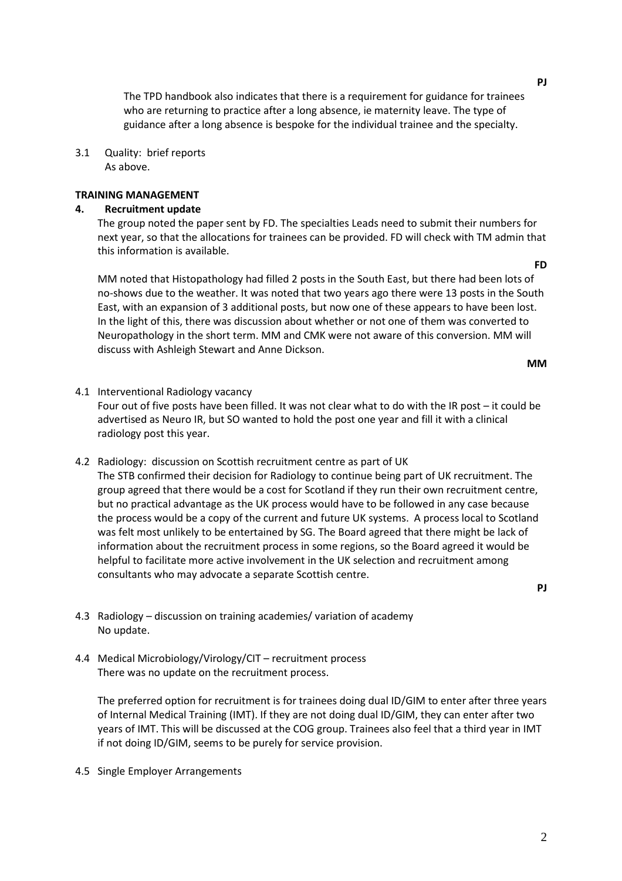**PJ**

The TPD handbook also indicates that there is a requirement for guidance for trainees who are returning to practice after a long absence, ie maternity leave. The type of guidance after a long absence is bespoke for the individual trainee and the specialty.

3.1 Quality: brief reports
As above.

**TRAINING MANAGEMENT**

**4. Recruitment update**

The group noted the paper sent by FD. The specialties Leads need to submit their numbers for next year, so that the allocations for trainees can be provided. FD will check with TM admin that this information is available.

**FD**

MM noted that Histopathology had filled 2 posts in the South East, but there had been lots of no-shows due to the weather. It was noted that two years ago there were 13 posts in the South East, with an expansion of 3 additional posts, but now one of these appears to have been lost. In the light of this, there was discussion about whether or not one of them was converted to Neuropathology in the short term. MM and CMK were not aware of this conversion. MM will discuss with Ashleigh Stewart and Anne Dickson.

**MM**

4.1 Interventional Radiology vacancy
Four out of five posts have been filled. It was not clear what to do with the IR post – it could be advertised as Neuro IR, but SO wanted to hold the post one year and fill it with a clinical radiology post this year.

4.2 Radiology: discussion on Scottish recruitment centre as part of UK
The STB confirmed their decision for Radiology to continue being part of UK recruitment. The group agreed that there would be a cost for Scotland if they run their own recruitment centre, but no practical advantage as the UK process would have to be followed in any case because the process would be a copy of the current and future UK systems. A process local to Scotland was felt most unlikely to be entertained by SG. The Board agreed that there might be lack of information about the recruitment process in some regions, so the Board agreed it would be helpful to facilitate more active involvement in the UK selection and recruitment among consultants who may advocate a separate Scottish centre.

**PJ**

4.3 Radiology – discussion on training academies/ variation of academy
No update.

4.4 Medical Microbiology/Virology/CIT – recruitment process
There was no update on the recruitment process.

The preferred option for recruitment is for trainees doing dual ID/GIM to enter after three years of Internal Medical Training (IMT). If they are not doing dual ID/GIM, they can enter after two years of IMT. This will be discussed at the COG group. Trainees also feel that a third year in IMT if not doing ID/GIM, seems to be purely for service provision.

4.5 Single Employer Arrangements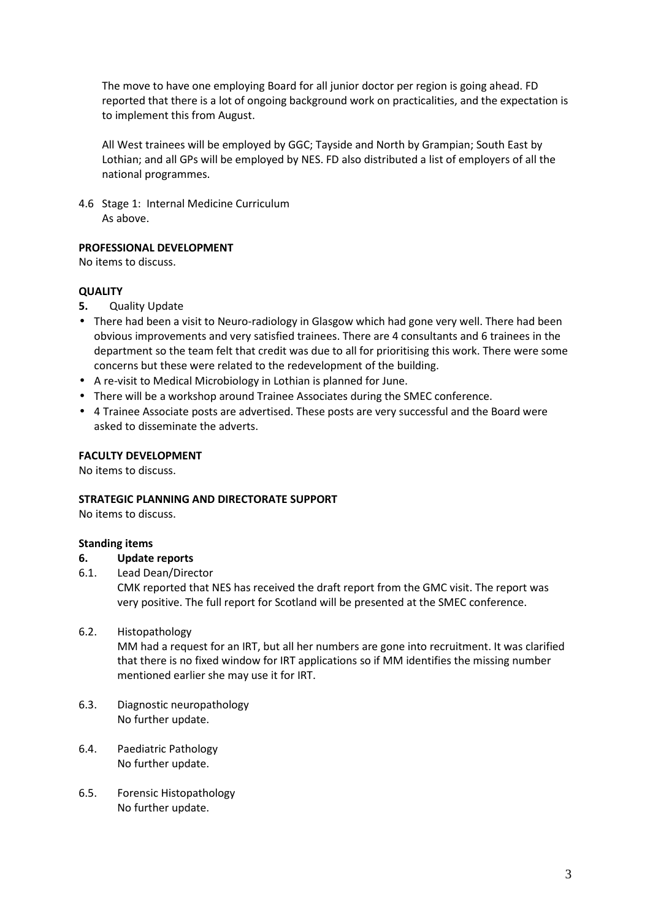The move to have one employing Board for all junior doctor per region is going ahead. FD reported that there is a lot of ongoing background work on practicalities, and the expectation is to implement this from August.

All West trainees will be employed by GGC; Tayside and North by Grampian; South East by Lothian; and all GPs will be employed by NES. FD also distributed a list of employers of all the national programmes.

4.6 Stage 1: Internal Medicine Curriculum
As above.

**PROFESSIONAL DEVELOPMENT**
No items to discuss.

**QUALITY**

**5.** Quality Update

- There had been a visit to Neuro-radiology in Glasgow which had gone very well. There had been obvious improvements and very satisfied trainees. There are 4 consultants and 6 trainees in the department so the team felt that credit was due to all for prioritising this work. There were some concerns but these were related to the redevelopment of the building.
- A re-visit to Medical Microbiology in Lothian is planned for June.
- There will be a workshop around Trainee Associates during the SMEC conference.
- 4 Trainee Associate posts are advertised. These posts are very successful and the Board were asked to disseminate the adverts.

**FACULTY DEVELOPMENT**
No items to discuss.

**STRATEGIC PLANNING AND DIRECTORATE SUPPORT**
No items to discuss.

**Standing items**

**6. Update reports**

6.1. Lead Dean/Director
CMK reported that NES has received the draft report from the GMC visit. The report was very positive. The full report for Scotland will be presented at the SMEC conference.

6.2. Histopathology
MM had a request for an IRT, but all her numbers are gone into recruitment. It was clarified that there is no fixed window for IRT applications so if MM identifies the missing number mentioned earlier she may use it for IRT.

6.3. Diagnostic neuropathology
No further update.

6.4. Paediatric Pathology
No further update.

6.5. Forensic Histopathology
No further update.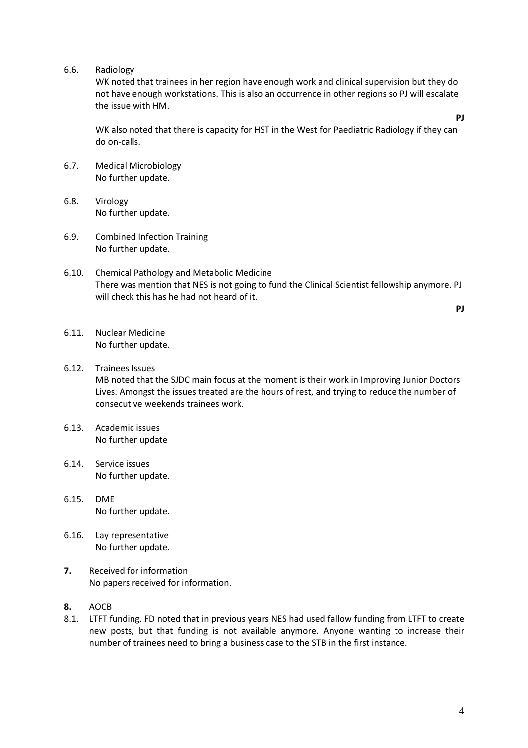6.6. Radiology

WK noted that trainees in her region have enough work and clinical supervision but they do not have enough workstations. This is also an occurrence in other regions so PJ will escalate the issue with HM.

**PJ**

WK also noted that there is capacity for HST in the West for Paediatric Radiology if they can do on-calls.

6.7. Medical Microbiology

No further update.

6.8. Virology

No further update.

6.9. Combined Infection Training

No further update.

6.10. Chemical Pathology and Metabolic Medicine

There was mention that NES is not going to fund the Clinical Scientist fellowship anymore. PJ will check this has he had not heard of it.

**PJ**

6.11. Nuclear Medicine

No further update.

6.12. Trainees Issues

MB noted that the SJDC main focus at the moment is their work in Improving Junior Doctors Lives. Amongst the issues treated are the hours of rest, and trying to reduce the number of consecutive weekends trainees work.

6.13. Academic issues

No further update

6.14. Service issues

No further update.

6.15. DME

No further update.

6.16. Lay representative

No further update.

**7.** Received for information

No papers received for information.

**8.** AOCB

8.1. LTFT funding. FD noted that in previous years NES had used fallow funding from LTFT to create new posts, but that funding is not available anymore. Anyone wanting to increase their number of trainees need to bring a business case to the STB in the first instance.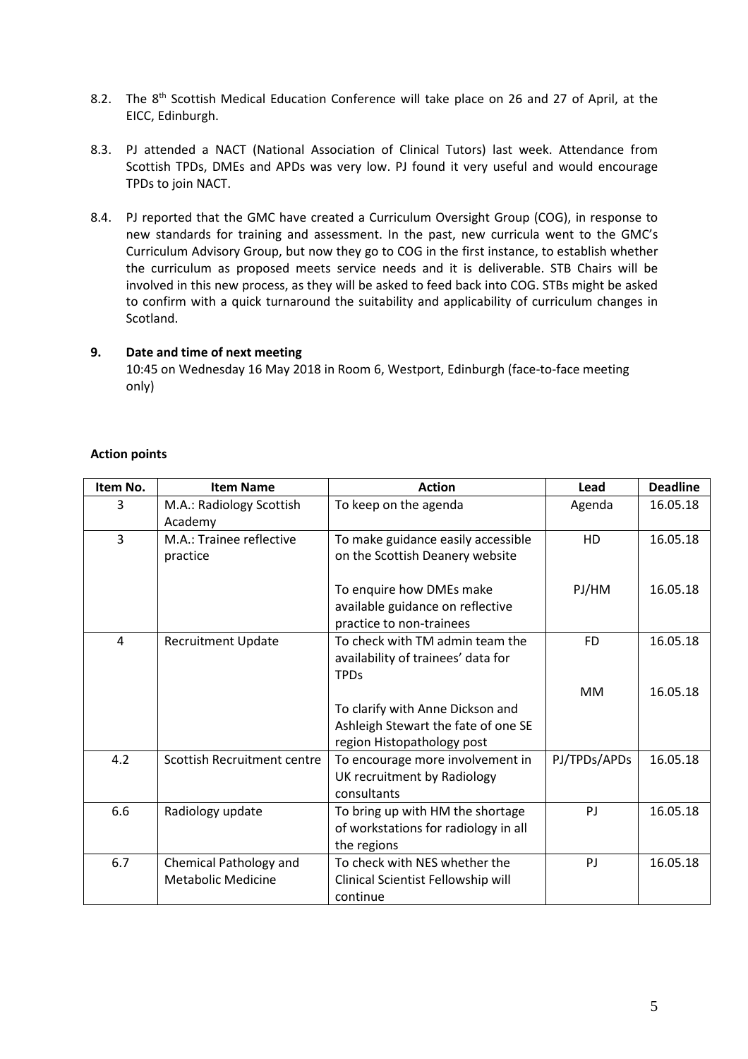8.2. The 8th Scottish Medical Education Conference will take place on 26 and 27 of April, at the EICC, Edinburgh.

8.3. PJ attended a NACT (National Association of Clinical Tutors) last week. Attendance from Scottish TPDs, DMEs and APDs was very low. PJ found it very useful and would encourage TPDs to join NACT.

8.4. PJ reported that the GMC have created a Curriculum Oversight Group (COG), in response to new standards for training and assessment. In the past, new curricula went to the GMC's Curriculum Advisory Group, but now they go to COG in the first instance, to establish whether the curriculum as proposed meets service needs and it is deliverable. STB Chairs will be involved in this new process, as they will be asked to feed back into COG. STBs might be asked to confirm with a quick turnaround the suitability and applicability of curriculum changes in Scotland.

## 9. Date and time of next meeting

10:45 on Wednesday 16 May 2018 in Room 6, Westport, Edinburgh (face-to-face meeting only)

**Action points**

| Item No. | Item Name | Action | Lead | Deadline |
|---|---|---|---|---|
| 3 | M.A.: Radiology Scottish Academy | To keep on the agenda | Agenda | 16.05.18 |
| 3 | M.A.: Trainee reflective practice | To make guidance easily accessible on the Scottish Deanery website | HD | 16.05.18 |
| | | To enquire how DMEs make available guidance on reflective practice to non-trainees | PJ/HM | 16.05.18 |
| 4 | Recruitment Update | To check with TM admin team the availability of trainees' data for TPDs | FD | 16.05.18 |
| | | To clarify with Anne Dickson and Ashleigh Stewart the fate of one SE region Histopathology post | MM | 16.05.18 |
| 4.2 | Scottish Recruitment centre | To encourage more involvement in UK recruitment by Radiology consultants | PJ/TPDs/APDs | 16.05.18 |
| 6.6 | Radiology update | To bring up with HM the shortage of workstations for radiology in all the regions | PJ | 16.05.18 |
| 6.7 | Chemical Pathology and Metabolic Medicine | To check with NES whether the Clinical Scientist Fellowship will continue | PJ | 16.05.18 |